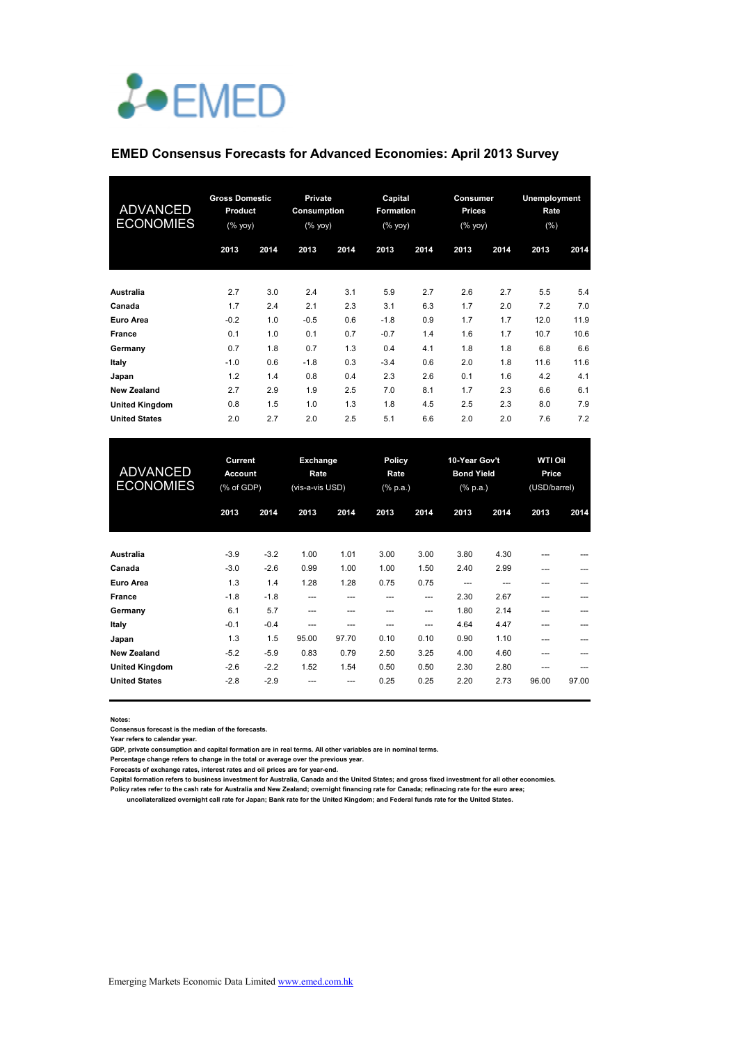EMED

## EMED Consensus Forecasts for Advanced Economies: April 2013 Survey

| ADVANCED ECONOMIES | Gross Domestic Product (% yoy) | | Private Consumption (% yoy) | | Capital Formation (% yoy) | | Consumer Prices (% yoy) | | Unemployment Rate (%) | |
|---|---|---|---|---|---|---|---|---|---|---|
| | 2013 | 2014 | 2013 | 2014 | 2013 | 2014 | 2013 | 2014 | 2013 | 2014 |
| **Australia** | 2.7 | 3.0 | 2.4 | 3.1 | 5.9 | 2.7 | 2.6 | 2.7 | 5.5 | 5.4 |
| **Canada** | 1.7 | 2.4 | 2.1 | 2.3 | 3.1 | 6.3 | 1.7 | 2.0 | 7.2 | 7.0 |
| **Euro Area** | -0.2 | 1.0 | -0.5 | 0.6 | -1.8 | 0.9 | 1.7 | 1.7 | 12.0 | 11.9 |
| **France** | 0.1 | 1.0 | 0.1 | 0.7 | -0.7 | 1.4 | 1.6 | 1.7 | 10.7 | 10.6 |
| **Germany** | 0.7 | 1.8 | 0.7 | 1.3 | 0.4 | 4.1 | 1.8 | 1.8 | 6.8 | 6.6 |
| **Italy** | -1.0 | 0.6 | -1.8 | 0.3 | -3.4 | 0.6 | 2.0 | 1.8 | 11.6 | 11.6 |
| **Japan** | 1.2 | 1.4 | 0.8 | 0.4 | 2.3 | 2.6 | 0.1 | 1.6 | 4.2 | 4.1 |
| **New Zealand** | 2.7 | 2.9 | 1.9 | 2.5 | 7.0 | 8.1 | 1.7 | 2.3 | 6.6 | 6.1 |
| **United Kingdom** | 0.8 | 1.5 | 1.0 | 1.3 | 1.8 | 4.5 | 2.5 | 2.3 | 8.0 | 7.9 |
| **United States** | 2.0 | 2.7 | 2.0 | 2.5 | 5.1 | 6.6 | 2.0 | 2.0 | 7.6 | 7.2 |

| ADVANCED ECONOMIES | Current Account (% of GDP) | | Exchange Rate (vis-a-vis USD) | | Policy Rate (% p.a.) | | 10-Year Gov't Bond Yield (% p.a.) | | WTI Oil Price (USD/barrel) | |
|---|---|---|---|---|---|---|---|---|---|---|
| | 2013 | 2014 | 2013 | 2014 | 2013 | 2014 | 2013 | 2014 | 2013 | 2014 |
| **Australia** | -3.9 | -3.2 | 1.00 | 1.01 | 3.00 | 3.00 | 3.80 | 4.30 | --- | --- |
| **Canada** | -3.0 | -2.6 | 0.99 | 1.00 | 1.00 | 1.50 | 2.40 | 2.99 | --- | --- |
| **Euro Area** | 1.3 | 1.4 | 1.28 | 1.28 | 0.75 | 0.75 | --- | --- | --- | --- |
| **France** | -1.8 | -1.8 | --- | --- | --- | --- | 2.30 | 2.67 | --- | --- |
| **Germany** | 6.1 | 5.7 | --- | --- | --- | --- | 1.80 | 2.14 | --- | --- |
| **Italy** | -0.1 | -0.4 | --- | --- | --- | --- | 4.64 | 4.47 | --- | --- |
| **Japan** | 1.3 | 1.5 | 95.00 | 97.70 | 0.10 | 0.10 | 0.90 | 1.10 | --- | --- |
| **New Zealand** | -5.2 | -5.9 | 0.83 | 0.79 | 2.50 | 3.25 | 4.00 | 4.60 | --- | --- |
| **United Kingdom** | -2.6 | -2.2 | 1.52 | 1.54 | 0.50 | 0.50 | 2.30 | 2.80 | --- | --- |
| **United States** | -2.8 | -2.9 | --- | --- | 0.25 | 0.25 | 2.20 | 2.73 | 96.00 | 97.00 |

**Notes:**
Consensus forecast is the median of the forecasts.
Year refers to calendar year.
GDP, private consumption and capital formation are in real terms. All other variables are in nominal terms.
Percentage change refers to change in the total or average over the previous year.
Forecasts of exchange rates, interest rates and oil prices are for year-end.
Capital formation refers to business investment for Australia, Canada and the United States; and gross fixed investment for all other economies.
Policy rates refer to the cash rate for Australia and New Zealand; overnight financing rate for Canada; refinacing rate for the euro area; uncollateralized overnight call rate for Japan; Bank rate for the United Kingdom; and Federal funds rate for the United States.

Emerging Markets Economic Data Limited www.emed.com.hk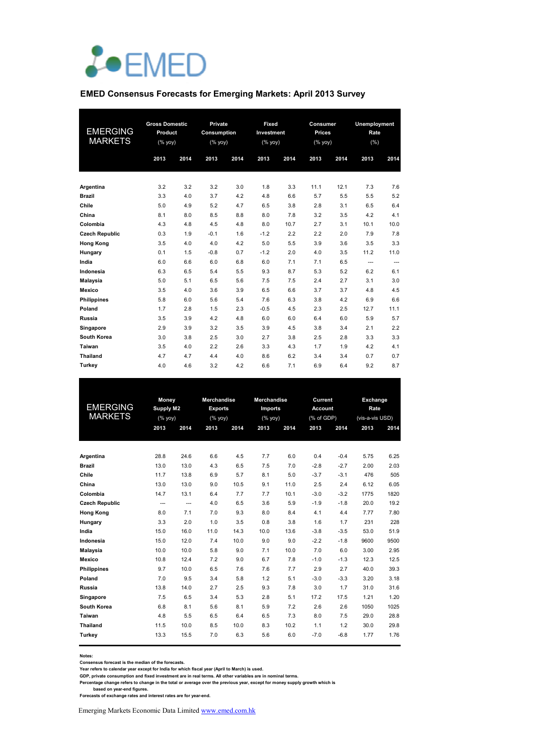EMED

## EMED Consensus Forecasts for Emerging Markets: April 2013 Survey

| EMERGING MARKETS | Gross Domestic Product (% yoy) | | Private Consumption (% yoy) | | Fixed Investment (% yoy) | | Consumer Prices (% yoy) | | Unemployment Rate (%) | |
|---|---|---|---|---|---|---|---|---|---|---|
| | 2013 | 2014 | 2013 | 2014 | 2013 | 2014 | 2013 | 2014 | 2013 | 2014 |
| **Argentina** | 3.2 | 3.2 | 3.2 | 3.0 | 1.8 | 3.3 | 11.1 | 12.1 | 7.3 | 7.6 |
| **Brazil** | 3.3 | 4.0 | 3.7 | 4.2 | 4.8 | 6.6 | 5.7 | 5.5 | 5.5 | 5.2 |
| **Chile** | 5.0 | 4.9 | 5.2 | 4.7 | 6.5 | 3.8 | 2.8 | 3.1 | 6.5 | 6.4 |
| **China** | 8.1 | 8.0 | 8.5 | 8.8 | 8.0 | 7.8 | 3.2 | 3.5 | 4.2 | 4.1 |
| **Colombia** | 4.3 | 4.8 | 4.5 | 4.8 | 8.0 | 10.7 | 2.7 | 3.1 | 10.1 | 10.0 |
| **Czech Republic** | 0.3 | 1.9 | -0.1 | 1.6 | -1.2 | 2.2 | 2.2 | 2.0 | 7.9 | 7.8 |
| **Hong Kong** | 3.5 | 4.0 | 4.0 | 4.2 | 5.0 | 5.5 | 3.9 | 3.6 | 3.5 | 3.3 |
| **Hungary** | 0.1 | 1.5 | -0.8 | 0.7 | -1.2 | 2.0 | 4.0 | 3.5 | 11.2 | 11.0 |
| **India** | 6.0 | 6.6 | 6.0 | 6.8 | 6.0 | 7.1 | 7.1 | 6.5 | --- | --- |
| **Indonesia** | 6.3 | 6.5 | 5.4 | 5.5 | 9.3 | 8.7 | 5.3 | 5.2 | 6.2 | 6.1 |
| **Malaysia** | 5.0 | 5.1 | 6.5 | 5.6 | 7.5 | 7.5 | 2.4 | 2.7 | 3.1 | 3.0 |
| **Mexico** | 3.5 | 4.0 | 3.6 | 3.9 | 6.5 | 6.6 | 3.7 | 3.7 | 4.8 | 4.5 |
| **Philippines** | 5.8 | 6.0 | 5.6 | 5.4 | 7.6 | 6.3 | 3.8 | 4.2 | 6.9 | 6.6 |
| **Poland** | 1.7 | 2.8 | 1.5 | 2.3 | -0.5 | 4.5 | 2.3 | 2.5 | 12.7 | 11.1 |
| **Russia** | 3.5 | 3.9 | 4.2 | 4.8 | 6.0 | 6.0 | 6.4 | 6.0 | 5.9 | 5.7 |
| **Singapore** | 2.9 | 3.9 | 3.2 | 3.5 | 3.9 | 4.5 | 3.8 | 3.4 | 2.1 | 2.2 |
| **South Korea** | 3.0 | 3.8 | 2.5 | 3.0 | 2.7 | 3.8 | 2.5 | 2.8 | 3.3 | 3.3 |
| **Taiwan** | 3.5 | 4.0 | 2.2 | 2.6 | 3.3 | 4.3 | 1.7 | 1.9 | 4.2 | 4.1 |
| **Thailand** | 4.7 | 4.7 | 4.4 | 4.0 | 8.6 | 6.2 | 3.4 | 3.4 | 0.7 | 0.7 |
| **Turkey** | 4.0 | 4.6 | 3.2 | 4.2 | 6.6 | 7.1 | 6.9 | 6.4 | 9.2 | 8.7 |

| EMERGING MARKETS | Money Supply M2 (% yoy) | | Merchandise Exports (% yoy) | | Merchandise Imports (% yoy) | | Current Account (% of GDP) | | Exchange Rate (vis-a-vis USD) | |
|---|---|---|---|---|---|---|---|---|---|---|
| | 2013 | 2014 | 2013 | 2014 | 2013 | 2014 | 2013 | 2014 | 2013 | 2014 |
| **Argentina** | 28.8 | 24.6 | 6.6 | 4.5 | 7.7 | 6.0 | 0.4 | -0.4 | 5.75 | 6.25 |
| **Brazil** | 13.0 | 13.0 | 4.3 | 6.5 | 7.5 | 7.0 | -2.8 | -2.7 | 2.00 | 2.03 |
| **Chile** | 11.7 | 13.8 | 6.9 | 5.7 | 8.1 | 5.0 | -3.7 | -3.1 | 476 | 505 |
| **China** | 13.0 | 13.0 | 9.0 | 10.5 | 9.1 | 11.0 | 2.5 | 2.4 | 6.12 | 6.05 |
| **Colombia** | 14.7 | 13.1 | 6.4 | 7.7 | 7.7 | 10.1 | -3.0 | -3.2 | 1775 | 1820 |
| **Czech Republic** | --- | --- | 4.0 | 6.5 | 3.6 | 5.9 | -1.9 | -1.8 | 20.0 | 19.2 |
| **Hong Kong** | 8.0 | 7.1 | 7.0 | 9.3 | 8.0 | 8.4 | 4.1 | 4.4 | 7.77 | 7.80 |
| **Hungary** | 3.3 | 2.0 | 1.0 | 3.5 | 0.8 | 3.8 | 1.6 | 1.7 | 231 | 228 |
| **India** | 15.0 | 16.0 | 11.0 | 14.3 | 10.0 | 13.6 | -3.8 | -3.5 | 53.0 | 51.9 |
| **Indonesia** | 15.0 | 12.0 | 7.4 | 10.0 | 9.0 | 9.0 | -2.2 | -1.8 | 9600 | 9500 |
| **Malaysia** | 10.0 | 10.0 | 5.8 | 9.0 | 7.1 | 10.0 | 7.0 | 6.0 | 3.00 | 2.95 |
| **Mexico** | 10.8 | 12.4 | 7.2 | 9.0 | 6.7 | 7.8 | -1.0 | -1.3 | 12.3 | 12.5 |
| **Philippines** | 9.7 | 10.0 | 6.5 | 7.6 | 7.6 | 7.7 | 2.9 | 2.7 | 40.0 | 39.3 |
| **Poland** | 7.0 | 9.5 | 3.4 | 5.8 | 1.2 | 5.1 | -3.0 | -3.3 | 3.20 | 3.18 |
| **Russia** | 13.8 | 14.0 | 2.7 | 2.5 | 9.3 | 7.8 | 3.0 | 1.7 | 31.0 | 31.6 |
| **Singapore** | 7.5 | 6.5 | 3.4 | 5.3 | 2.8 | 5.1 | 17.2 | 17.5 | 1.21 | 1.20 |
| **South Korea** | 6.8 | 8.1 | 5.6 | 8.1 | 5.9 | 7.2 | 2.6 | 2.6 | 1050 | 1025 |
| **Taiwan** | 4.8 | 5.5 | 6.5 | 6.4 | 6.5 | 7.3 | 8.0 | 7.5 | 29.0 | 28.8 |
| **Thailand** | 11.5 | 10.0 | 8.5 | 10.0 | 8.3 | 10.2 | 1.1 | 1.2 | 30.0 | 29.8 |
| **Turkey** | 13.3 | 15.5 | 7.0 | 6.3 | 5.6 | 6.0 | -7.0 | -6.8 | 1.77 | 1.76 |

**Notes:**
**Consensus forecast is the median of the forecasts.**
**Year refers to calendar year except for India for which fiscal year (April to March) is used.**
**GDP, private consumption and fixed investment are in real terms. All other variables are in nominal terms.**
**Percentage change refers to change in the total or average over the previous year, except for money supply growth which is based on year-end figures.**
**Forecasts of exchange rates and interest rates are for year-end.**

Emerging Markets Economic Data Limited [www.emed.com.hk](http://www.emed.com.hk)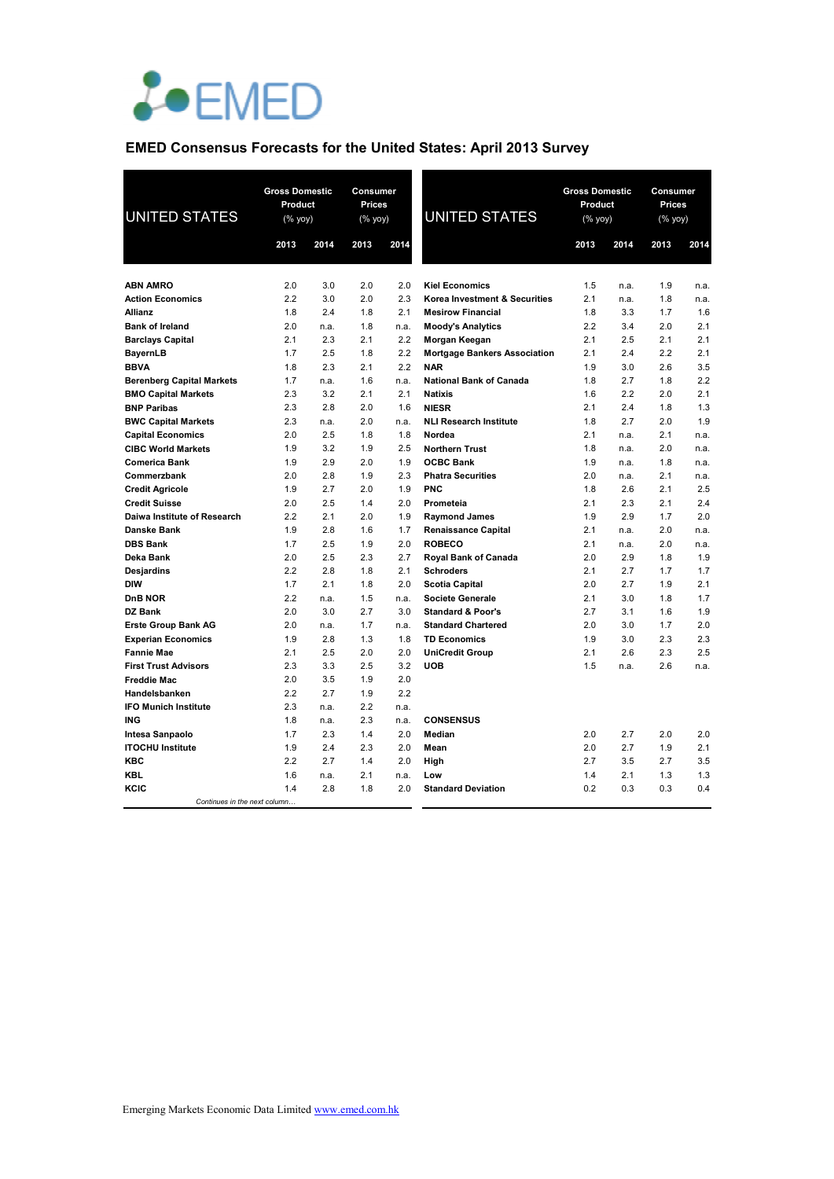EMED

## EMED Consensus Forecasts for the United States: April 2013 Survey

| UNITED STATES | Gross Domestic Product (% yoy) | | Consumer Prices (% yoy) | |
|---|---|---|---|---|
| | 2013 | 2014 | 2013 | 2014 |
| **ABN AMRO** | 2.0 | 3.0 | 2.0 | 2.0 |
| **Action Economics** | 2.2 | 3.0 | 2.0 | 2.3 |
| **Allianz** | 1.8 | 2.4 | 1.8 | 2.1 |
| **Bank of Ireland** | 2.0 | n.a. | 1.8 | n.a. |
| **Barclays Capital** | 2.1 | 2.3 | 2.1 | 2.2 |
| **BayernLB** | 1.7 | 2.5 | 1.8 | 2.2 |
| **BBVA** | 1.8 | 2.3 | 2.1 | 2.2 |
| **Berenberg Capital Markets** | 1.7 | n.a. | 1.6 | n.a. |
| **BMO Capital Markets** | 2.3 | 3.2 | 2.1 | 2.1 |
| **BNP Paribas** | 2.3 | 2.8 | 2.0 | 1.6 |
| **BWC Capital Markets** | 2.3 | n.a. | 2.0 | n.a. |
| **Capital Economics** | 2.0 | 2.5 | 1.8 | 1.8 |
| **CIBC World Markets** | 1.9 | 3.2 | 1.9 | 2.5 |
| **Comerica Bank** | 1.9 | 2.9 | 2.0 | 1.9 |
| **Commerzbank** | 2.0 | 2.8 | 1.9 | 2.3 |
| **Credit Agricole** | 1.9 | 2.7 | 2.0 | 1.9 |
| **Credit Suisse** | 2.0 | 2.5 | 1.4 | 2.0 |
| **Daiwa Institute of Research** | 2.2 | 2.1 | 2.0 | 1.9 |
| **Danske Bank** | 1.9 | 2.8 | 1.6 | 1.7 |
| **DBS Bank** | 1.7 | 2.5 | 1.9 | 2.0 |
| **Deka Bank** | 2.0 | 2.5 | 2.3 | 2.7 |
| **Desjardins** | 2.2 | 2.8 | 1.8 | 2.1 |
| **DIW** | 1.7 | 2.1 | 1.8 | 2.0 |
| **DnB NOR** | 2.2 | n.a. | 1.5 | n.a. |
| **DZ Bank** | 2.0 | 3.0 | 2.7 | 3.0 |
| **Erste Group Bank AG** | 2.0 | n.a. | 1.7 | n.a. |
| **Experian Economics** | 1.9 | 2.8 | 1.3 | 1.8 |
| **Fannie Mae** | 2.1 | 2.5 | 2.0 | 2.0 |
| **First Trust Advisors** | 2.3 | 3.3 | 2.5 | 3.2 |
| **Freddie Mac** | 2.0 | 3.5 | 1.9 | 2.0 |
| **Handelsbanken** | 2.2 | 2.7 | 1.9 | 2.2 |
| **IFO Munich Institute** | 2.3 | n.a. | 2.2 | n.a. |
| **ING** | 1.8 | n.a. | 2.3 | n.a. |
| **Intesa Sanpaolo** | 1.7 | 2.3 | 1.4 | 2.0 |
| **ITOCHU Institute** | 1.9 | 2.4 | 2.3 | 2.0 |
| **KBC** | 2.2 | 2.7 | 1.4 | 2.0 |
| **KBL** | 1.6 | n.a. | 2.1 | n.a. |
| **KCIC** | 1.4 | 2.8 | 1.8 | 2.0 |
| **Kiel Economics** | 1.5 | n.a. | 1.9 | n.a. |
| **Korea Investment & Securities** | 2.1 | n.a. | 1.8 | n.a. |
| **Mesirow Financial** | 1.8 | 3.3 | 1.7 | 1.6 |
| **Moody's Analytics** | 2.2 | 3.4 | 2.0 | 2.1 |
| **Morgan Keegan** | 2.1 | 2.5 | 2.1 | 2.1 |
| **Mortgage Bankers Association** | 2.1 | 2.4 | 2.2 | 2.1 |
| **NAR** | 1.9 | 3.0 | 2.6 | 3.5 |
| **National Bank of Canada** | 1.8 | 2.7 | 1.8 | 2.2 |
| **Natixis** | 1.6 | 2.2 | 2.0 | 2.1 |
| **NIESR** | 2.1 | 2.4 | 1.8 | 1.3 |
| **NLI Research Institute** | 1.8 | 2.7 | 2.0 | 1.9 |
| **Nordea** | 2.1 | n.a. | 2.1 | n.a. |
| **Northern Trust** | 1.8 | n.a. | 2.0 | n.a. |
| **OCBC Bank** | 1.9 | n.a. | 1.8 | n.a. |
| **Phatra Securities** | 2.0 | n.a. | 2.1 | n.a. |
| **PNC** | 1.8 | 2.6 | 2.1 | 2.5 |
| **Prometeia** | 2.1 | 2.3 | 2.1 | 2.4 |
| **Raymond James** | 1.9 | 2.9 | 1.7 | 2.0 |
| **Renaissance Capital** | 2.1 | n.a. | 2.0 | n.a. |
| **ROBECO** | 2.1 | n.a. | 2.0 | n.a. |
| **Royal Bank of Canada** | 2.0 | 2.9 | 1.8 | 1.9 |
| **Schroders** | 2.1 | 2.7 | 1.7 | 1.7 |
| **Scotia Capital** | 2.0 | 2.7 | 1.9 | 2.1 |
| **Societe Generale** | 2.1 | 3.0 | 1.8 | 1.7 |
| **Standard & Poor's** | 2.7 | 3.1 | 1.6 | 1.9 |
| **Standard Chartered** | 2.0 | 3.0 | 1.7 | 2.0 |
| **TD Economics** | 1.9 | 3.0 | 2.3 | 2.3 |
| **UniCredit Group** | 2.1 | 2.6 | 2.3 | 2.5 |
| **UOB** | 1.5 | n.a. | 2.6 | n.a. |
| **CONSENSUS** | | | | |
| **Median** | 2.0 | 2.7 | 2.0 | 2.0 |
| **Mean** | 2.0 | 2.7 | 1.9 | 2.1 |
| **High** | 2.7 | 3.5 | 2.7 | 3.5 |
| **Low** | 1.4 | 2.1 | 1.3 | 1.3 |
| **Standard Deviation** | 0.2 | 0.3 | 0.3 | 0.4 |

Emerging Markets Economic Data Limited www.emed.com.hk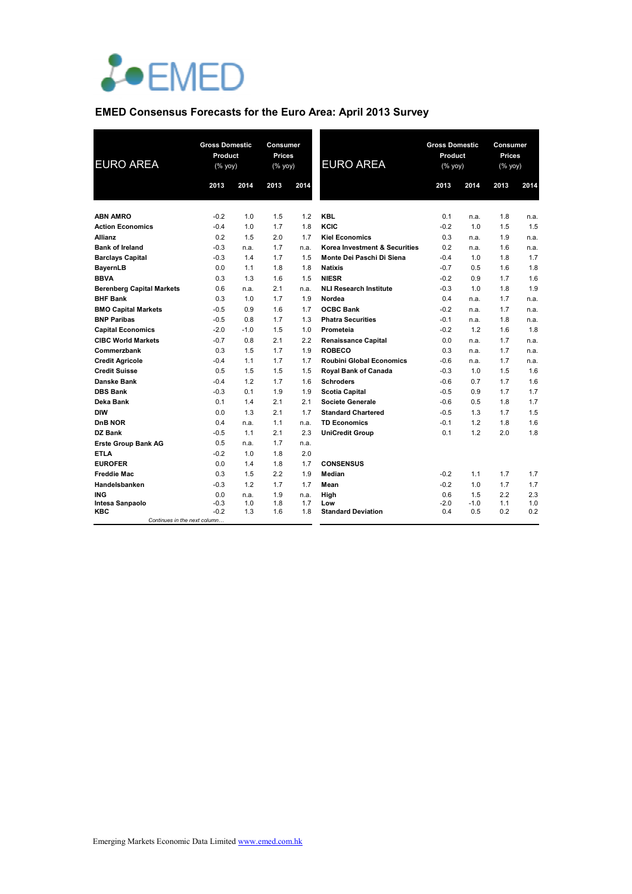EMED

## EMED Consensus Forecasts for the Euro Area: April 2013 Survey

| EURO AREA | Gross Domestic Product (% yoy) | | Consumer Prices (% yoy) | |
|---|---|---|---|---|
| | 2013 | 2014 | 2013 | 2014 |
| **ABN AMRO** | -0.2 | 1.0 | 1.5 | 1.2 |
| **Action Economics** | -0.4 | 1.0 | 1.7 | 1.8 |
| **Allianz** | 0.2 | 1.5 | 2.0 | 1.7 |
| **Bank of Ireland** | -0.3 | n.a. | 1.7 | n.a. |
| **Barclays Capital** | -0.3 | 1.4 | 1.7 | 1.5 |
| **BayernLB** | 0.0 | 1.1 | 1.8 | 1.8 |
| **BBVA** | 0.3 | 1.3 | 1.6 | 1.5 |
| **Berenberg Capital Markets** | 0.6 | n.a. | 2.1 | n.a. |
| **BHF Bank** | 0.3 | 1.0 | 1.7 | 1.9 |
| **BMO Capital Markets** | -0.5 | 0.9 | 1.6 | 1.7 |
| **BNP Paribas** | -0.5 | 0.8 | 1.7 | 1.3 |
| **Capital Economics** | -2.0 | -1.0 | 1.5 | 1.0 |
| **CIBC World Markets** | -0.7 | 0.8 | 2.1 | 2.2 |
| **Commerzbank** | 0.3 | 1.5 | 1.7 | 1.9 |
| **Credit Agricole** | -0.4 | 1.1 | 1.7 | 1.7 |
| **Credit Suisse** | 0.5 | 1.5 | 1.5 | 1.5 |
| **Danske Bank** | -0.4 | 1.2 | 1.7 | 1.6 |
| **DBS Bank** | -0.3 | 0.1 | 1.9 | 1.9 |
| **Deka Bank** | 0.1 | 1.4 | 2.1 | 2.1 |
| **DIW** | 0.0 | 1.3 | 2.1 | 1.7 |
| **DnB NOR** | 0.4 | n.a. | 1.1 | n.a. |
| **DZ Bank** | -0.5 | 1.1 | 2.1 | 2.3 |
| **Erste Group Bank AG** | 0.5 | n.a. | 1.7 | n.a. |
| **ETLA** | -0.2 | 1.0 | 1.8 | 2.0 |
| **EUROFER** | 0.0 | 1.4 | 1.8 | 1.7 |
| **Freddie Mac** | 0.3 | 1.5 | 2.2 | 1.9 |
| **Handelsbanken** | -0.3 | 1.2 | 1.7 | 1.7 |
| **ING** | 0.0 | n.a. | 1.9 | n.a. |
| **Intesa Sanpaolo** | -0.3 | 1.0 | 1.8 | 1.7 |
| **KBC** | -0.2 | 1.3 | 1.6 | 1.8 |
| **KBL** | 0.1 | n.a. | 1.8 | n.a. |
| **KCIC** | -0.2 | 1.0 | 1.5 | 1.5 |
| **Kiel Economics** | 0.3 | n.a. | 1.9 | n.a. |
| **Korea Investment & Securities** | 0.2 | n.a. | 1.6 | n.a. |
| **Monte Dei Paschi Di Siena** | -0.4 | 1.0 | 1.8 | 1.7 |
| **Natixis** | -0.7 | 0.5 | 1.6 | 1.8 |
| **NIESR** | -0.2 | 0.9 | 1.7 | 1.6 |
| **NLI Research Institute** | -0.3 | 1.0 | 1.8 | 1.9 |
| **Nordea** | 0.4 | n.a. | 1.7 | n.a. |
| **OCBC Bank** | -0.2 | n.a. | 1.7 | n.a. |
| **Phatra Securities** | -0.1 | n.a. | 1.8 | n.a. |
| **Prometeia** | -0.2 | 1.2 | 1.6 | 1.8 |
| **Renaissance Capital** | 0.0 | n.a. | 1.7 | n.a. |
| **ROBECO** | 0.3 | n.a. | 1.7 | n.a. |
| **Roubini Global Economics** | -0.6 | n.a. | 1.7 | n.a. |
| **Royal Bank of Canada** | -0.3 | 1.0 | 1.5 | 1.6 |
| **Schroders** | -0.6 | 0.7 | 1.7 | 1.6 |
| **Scotia Capital** | -0.5 | 0.9 | 1.7 | 1.7 |
| **Societe Generale** | -0.6 | 0.5 | 1.8 | 1.7 |
| **Standard Chartered** | -0.5 | 1.3 | 1.7 | 1.5 |
| **TD Economics** | -0.1 | 1.2 | 1.8 | 1.6 |
| **UniCredit Group** | 0.1 | 1.2 | 2.0 | 1.8 |
| **CONSENSUS** | | | | |
| **Median** | -0.2 | 1.1 | 1.7 | 1.7 |
| **Mean** | -0.2 | 1.0 | 1.7 | 1.7 |
| **High** | 0.6 | 1.5 | 2.2 | 2.3 |
| **Low** | -2.0 | -1.0 | 1.1 | 1.0 |
| **Standard Deviation** | 0.4 | 0.5 | 0.2 | 0.2 |

Emerging Markets Economic Data Limited www.emed.com.hk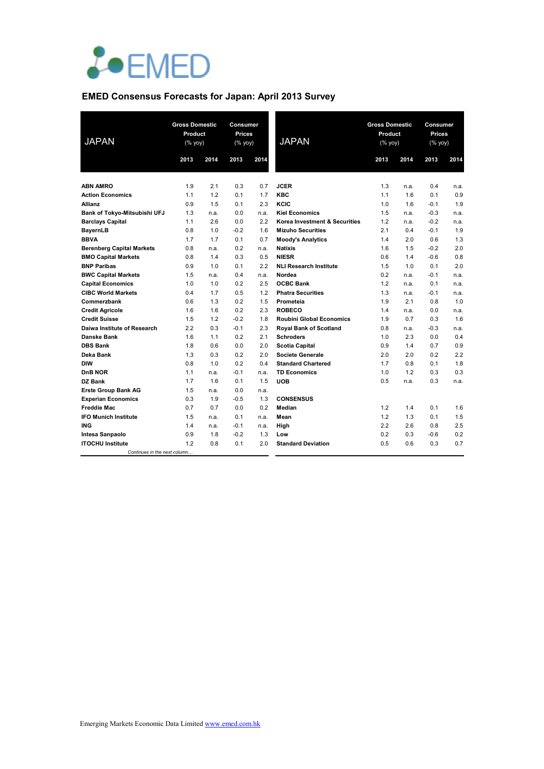# EMED Consensus Forecasts for Japan: April 2013 Survey

| JAPAN | Gross Domestic Product (% yoy) | | Consumer Prices (% yoy) | |
|---|---|---|---|---|
| | 2013 | 2014 | 2013 | 2014 |
| **ABN AMRO** | 1.9 | 2.1 | 0.3 | 0.7 |
| **Action Economics** | 1.1 | 1.2 | 0.1 | 1.7 |
| **Allianz** | 0.9 | 1.5 | 0.1 | 2.3 |
| **Bank of Tokyo-Mitsubishi UFJ** | 1.3 | n.a. | 0.0 | n.a. |
| **Barclays Capital** | 1.1 | 2.6 | 0.0 | 2.2 |
| **BayernLB** | 0.8 | 1.0 | -0.2 | 1.6 |
| **BBVA** | 1.7 | 1.7 | 0.1 | 0.7 |
| **Berenberg Capital Markets** | 0.8 | n.a. | 0.2 | n.a. |
| **BMO Capital Markets** | 0.8 | 1.4 | 0.3 | 0.5 |
| **BNP Paribas** | 0.9 | 1.0 | 0.1 | 2.2 |
| **BWC Capital Markets** | 1.5 | n.a. | 0.4 | n.a. |
| **Capital Economics** | 1.0 | 1.0 | 0.2 | 2.5 |
| **CIBC World Markets** | 0.4 | 1.7 | 0.5 | 1.2 |
| **Commerzbank** | 0.6 | 1.3 | 0.2 | 1.5 |
| **Credit Agricole** | 1.6 | 1.6 | 0.2 | 2.3 |
| **Credit Suisse** | 1.5 | 1.2 | -0.2 | 1.8 |
| **Daiwa Institute of Research** | 2.2 | 0.3 | -0.1 | 2.3 |
| **Danske Bank** | 1.6 | 1.1 | 0.2 | 2.1 |
| **DBS Bank** | 1.8 | 0.6 | 0.0 | 2.0 |
| **Deka Bank** | 1.3 | 0.3 | 0.2 | 2.0 |
| **DIW** | 0.8 | 1.0 | 0.2 | 0.4 |
| **DnB NOR** | 1.1 | n.a. | -0.1 | n.a. |
| **DZ Bank** | 1.7 | 1.6 | 0.1 | 1.5 |
| **Erste Group Bank AG** | 1.5 | n.a. | 0.0 | n.a. |
| **Experian Economics** | 0.3 | 1.9 | -0.5 | 1.3 |
| **Freddie Mac** | 0.7 | 0.7 | 0.0 | 0.2 |
| **IFO Munich Institute** | 1.5 | n.a. | 0.1 | n.a. |
| **ING** | 1.4 | n.a. | -0.1 | n.a. |
| **Intesa Sanpaolo** | 0.9 | 1.8 | -0.2 | 1.3 |
| **ITOCHU Institute** | 1.2 | 0.8 | 0.1 | 2.0 |
| **JCER** | 1.3 | n.a. | 0.4 | n.a. |
| **KBC** | 1.1 | 1.6 | 0.1 | 0.9 |
| **KCIC** | 1.0 | 1.6 | -0.1 | 1.9 |
| **Kiel Economics** | 1.5 | n.a. | -0.3 | n.a. |
| **Korea Investment & Securities** | 1.2 | n.a. | -0.2 | n.a. |
| **Mizuho Securities** | 2.1 | 0.4 | -0.1 | 1.9 |
| **Moody's Analytics** | 1.4 | 2.0 | 0.6 | 1.3 |
| **Natixis** | 1.6 | 1.5 | -0.2 | 2.0 |
| **NIESR** | 0.6 | 1.4 | -0.6 | 0.8 |
| **NLI Research Institute** | 1.5 | 1.0 | 0.1 | 2.0 |
| **Nordea** | 0.2 | n.a. | -0.1 | n.a. |
| **OCBC Bank** | 1.2 | n.a. | 0.1 | n.a. |
| **Phatra Securities** | 1.3 | n.a. | -0.1 | n.a. |
| **Prometeia** | 1.9 | 2.1 | 0.8 | 1.0 |
| **ROBECO** | 1.4 | n.a. | 0.0 | n.a. |
| **Roubini Global Economics** | 1.9 | 0.7 | 0.3 | 1.6 |
| **Royal Bank of Scotland** | 0.8 | n.a. | -0.3 | n.a. |
| **Schroders** | 1.0 | 2.3 | 0.0 | 0.4 |
| **Scotia Capital** | 0.9 | 1.4 | 0.7 | 0.9 |
| **Societe Generale** | 2.0 | 2.0 | 0.2 | 2.2 |
| **Standard Chartered** | 1.7 | 0.8 | 0.1 | 1.8 |
| **TD Economics** | 1.0 | 1.2 | 0.3 | 0.3 |
| **UOB** | 0.5 | n.a. | 0.3 | n.a. |
| **CONSENSUS** | | | | |
| **Median** | 1.2 | 1.4 | 0.1 | 1.6 |
| **Mean** | 1.2 | 1.3 | 0.1 | 1.5 |
| **High** | 2.2 | 2.6 | 0.8 | 2.5 |
| **Low** | 0.2 | 0.3 | -0.6 | 0.2 |
| **Standard Deviation** | 0.5 | 0.6 | 0.3 | 0.7 |

Emerging Markets Economic Data Limited www.emed.com.hk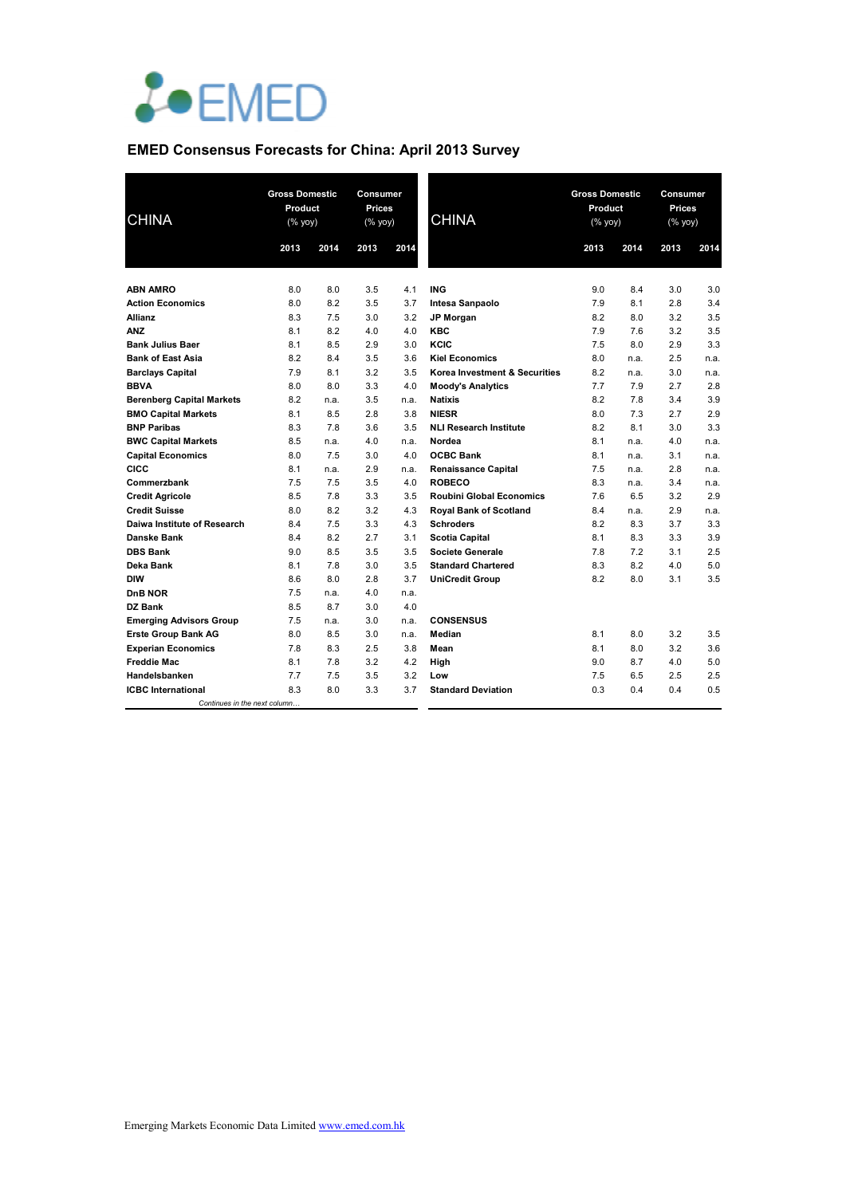## EMED Consensus Forecasts for China: April 2013 Survey

| CHINA | Gross Domestic Product (% yoy) | | Consumer Prices (% yoy) | |
|---|---|---|---|---|
| | 2013 | 2014 | 2013 | 2014 |
| **ABN AMRO** | 8.0 | 8.0 | 3.5 | 4.1 |
| **Action Economics** | 8.0 | 8.2 | 3.5 | 3.7 |
| **Allianz** | 8.3 | 7.5 | 3.0 | 3.2 |
| **ANZ** | 8.1 | 8.2 | 4.0 | 4.0 |
| **Bank Julius Baer** | 8.1 | 8.5 | 2.9 | 3.0 |
| **Bank of East Asia** | 8.2 | 8.4 | 3.5 | 3.6 |
| **Barclays Capital** | 7.9 | 8.1 | 3.2 | 3.5 |
| **BBVA** | 8.0 | 8.0 | 3.3 | 4.0 |
| **Berenberg Capital Markets** | 8.2 | n.a. | 3.5 | n.a. |
| **BMO Capital Markets** | 8.1 | 8.5 | 2.8 | 3.8 |
| **BNP Paribas** | 8.3 | 7.8 | 3.6 | 3.5 |
| **BWC Capital Markets** | 8.5 | n.a. | 4.0 | n.a. |
| **Capital Economics** | 8.0 | 7.5 | 3.0 | 4.0 |
| **CICC** | 8.1 | n.a. | 2.9 | n.a. |
| **Commerzbank** | 7.5 | 7.5 | 3.5 | 4.0 |
| **Credit Agricole** | 8.5 | 7.8 | 3.3 | 3.5 |
| **Credit Suisse** | 8.0 | 8.2 | 3.2 | 4.3 |
| **Daiwa Institute of Research** | 8.4 | 7.5 | 3.3 | 4.3 |
| **Danske Bank** | 8.4 | 8.2 | 2.7 | 3.1 |
| **DBS Bank** | 9.0 | 8.5 | 3.5 | 3.5 |
| **Deka Bank** | 8.1 | 7.8 | 3.0 | 3.5 |
| **DIW** | 8.6 | 8.0 | 2.8 | 3.7 |
| **DnB NOR** | 7.5 | n.a. | 4.0 | n.a. |
| **DZ Bank** | 8.5 | 8.7 | 3.0 | 4.0 |
| **Emerging Advisors Group** | 7.5 | n.a. | 3.0 | n.a. |
| **Erste Group Bank AG** | 8.0 | 8.5 | 3.0 | n.a. |
| **Experian Economics** | 7.8 | 8.3 | 2.5 | 3.8 |
| **Freddie Mac** | 8.1 | 7.8 | 3.2 | 4.2 |
| **Handelsbanken** | 7.7 | 7.5 | 3.5 | 3.2 |
| **ICBC International** | 8.3 | 8.0 | 3.3 | 3.7 |
| **ING** | 9.0 | 8.4 | 3.0 | 3.0 |
| **Intesa Sanpaolo** | 7.9 | 8.1 | 2.8 | 3.4 |
| **JP Morgan** | 8.2 | 8.0 | 3.2 | 3.5 |
| **KBC** | 7.9 | 7.6 | 3.2 | 3.5 |
| **KCIC** | 7.5 | 8.0 | 2.9 | 3.3 |
| **Kiel Economics** | 8.0 | n.a. | 2.5 | n.a. |
| **Korea Investment & Securities** | 8.2 | n.a. | 3.0 | n.a. |
| **Moody's Analytics** | 7.7 | 7.9 | 2.7 | 2.8 |
| **Natixis** | 8.2 | 7.8 | 3.4 | 3.9 |
| **NIESR** | 8.0 | 7.3 | 2.7 | 2.9 |
| **NLI Research Institute** | 8.2 | 8.1 | 3.0 | 3.3 |
| **Nordea** | 8.1 | n.a. | 4.0 | n.a. |
| **OCBC Bank** | 8.1 | n.a. | 3.1 | n.a. |
| **Renaissance Capital** | 7.5 | n.a. | 2.8 | n.a. |
| **ROBECO** | 8.3 | n.a. | 3.4 | n.a. |
| **Roubini Global Economics** | 7.6 | 6.5 | 3.2 | 2.9 |
| **Royal Bank of Scotland** | 8.4 | n.a. | 2.9 | n.a. |
| **Schroders** | 8.2 | 8.3 | 3.7 | 3.3 |
| **Scotia Capital** | 8.1 | 8.3 | 3.3 | 3.9 |
| **Societe Generale** | 7.8 | 7.2 | 3.1 | 2.5 |
| **Standard Chartered** | 8.3 | 8.2 | 4.0 | 5.0 |
| **UniCredit Group** | 8.2 | 8.0 | 3.1 | 3.5 |
| **CONSENSUS** | | | | |
| **Median** | 8.1 | 8.0 | 3.2 | 3.5 |
| **Mean** | 8.1 | 8.0 | 3.2 | 3.6 |
| **High** | 9.0 | 8.7 | 4.0 | 5.0 |
| **Low** | 7.5 | 6.5 | 2.5 | 2.5 |
| **Standard Deviation** | 0.3 | 0.4 | 0.4 | 0.5 |

Emerging Markets Economic Data Limited www.emed.com.hk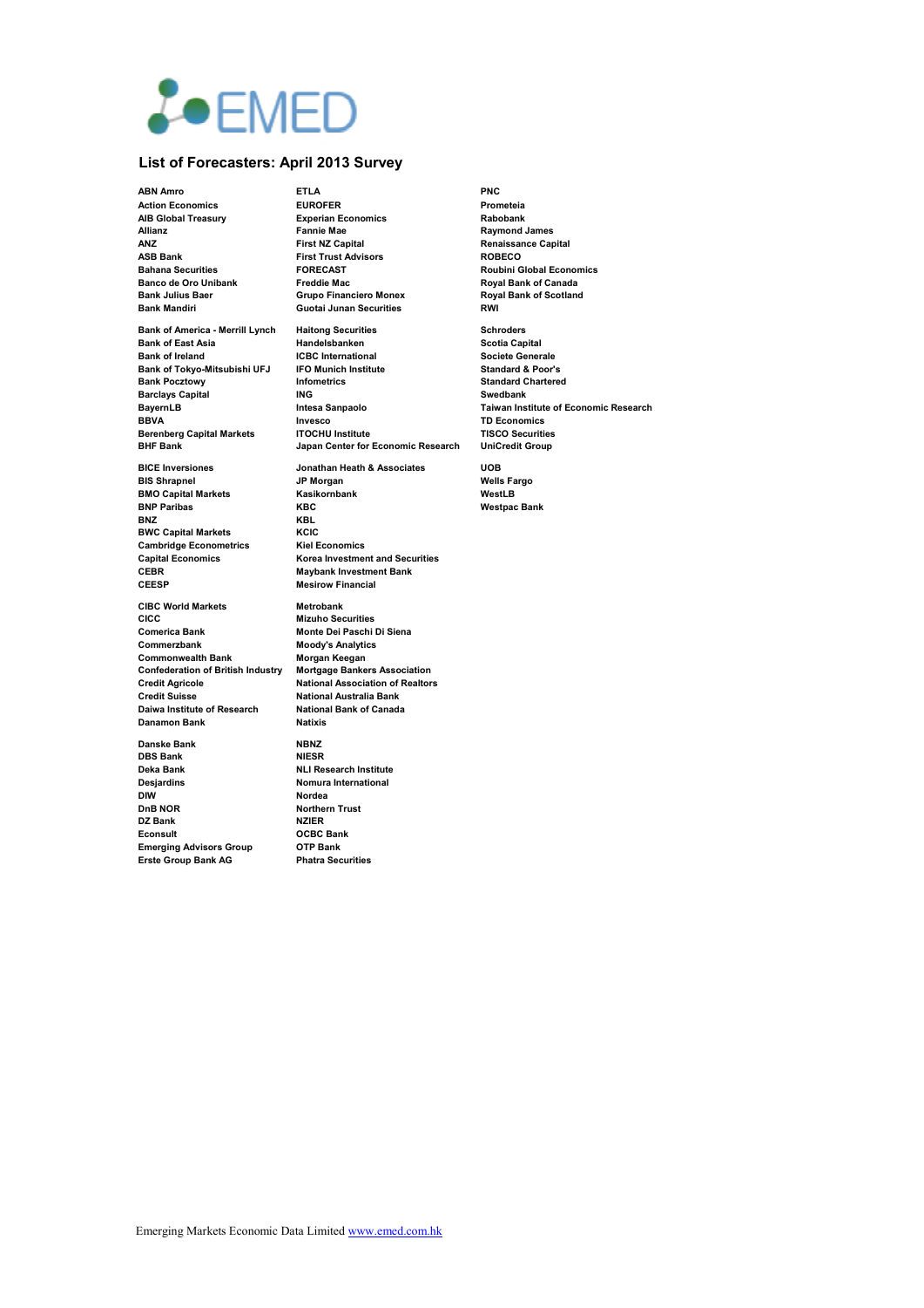EMED

## List of Forecasters: April 2013 Survey

**ABN Amro**
**Action Economics**
**AIB Global Treasury**
**Allianz**
**ANZ**
**ASB Bank**
**Bahana Securities**
**Banco de Oro Unibank**
**Bank Julius Baer**
**Bank Mandiri**

**Bank of America - Merrill Lynch**
**Bank of East Asia**
**Bank of Ireland**
**Bank of Tokyo-Mitsubishi UFJ**
**Bank Pocztowy**
**Barclays Capital**
**BayernLB**
**BBVA**
**Berenberg Capital Markets**
**BHF Bank**

**BICE Inversiones**
**BIS Shrapnel**
**BMO Capital Markets**
**BNP Paribas**
**BNZ**
**BWC Capital Markets**
**Cambridge Econometrics**
**Capital Economics**
**CEBR**
**CEESP**

**CIBC World Markets**
**CICC**
**Comerica Bank**
**Commerzbank**
**Commonwealth Bank**
**Confederation of British Industry**
**Credit Agricole**
**Credit Suisse**
**Daiwa Institute of Research**
**Danamon Bank**

**Danske Bank**
**DBS Bank**
**Deka Bank**
**Desjardins**
**DIW**
**DnB NOR**
**DZ Bank**
**Econsult**
**Emerging Advisors Group**
**Erste Group Bank AG**

**ETLA**
**EUROFER**
**Experian Economics**
**Fannie Mae**
**First NZ Capital**
**First Trust Advisors**
**FORECAST**
**Freddie Mac**
**Grupo Financiero Monex**
**Guotai Junan Securities**

**Haitong Securities**
**Handelsbanken**
**ICBC International**
**IFO Munich Institute**
**Infometrics**
**ING**
**Intesa Sanpaolo**
**Invesco**
**ITOCHU Institute**
**Japan Center for Economic Research**

**Jonathan Heath & Associates**
**JP Morgan**
**Kasikornbank**
**KBC**
**KBL**
**KCIC**
**Kiel Economics**
**Korea Investment and Securities**
**Maybank Investment Bank**
**Mesirow Financial**

**Metrobank**
**Mizuho Securities**
**Monte Dei Paschi Di Siena**
**Moody's Analytics**
**Morgan Keegan**
**Mortgage Bankers Association**
**National Association of Realtors**
**National Australia Bank**
**National Bank of Canada**
**Natixis**

**NBNZ**
**NIESR**
**NLI Research Institute**
**Nomura International**
**Nordea**
**Northern Trust**
**NZIER**
**OCBC Bank**
**OTP Bank**
**Phatra Securities**

**PNC**
**Prometeia**
**Rabobank**
**Raymond James**
**Renaissance Capital**
**ROBECO**
**Roubini Global Economics**
**Royal Bank of Canada**
**Royal Bank of Scotland**
**RWI**

**Schroders**
**Scotia Capital**
**Societe Generale**
**Standard & Poor's**
**Standard Chartered**
**Swedbank**
**Taiwan Institute of Economic Research**
**TD Economics**
**TISCO Securities**
**UniCredit Group**

**UOB**
**Wells Fargo**
**WestLB**
**Westpac Bank**

Emerging Markets Economic Data Limited www.emed.com.hk